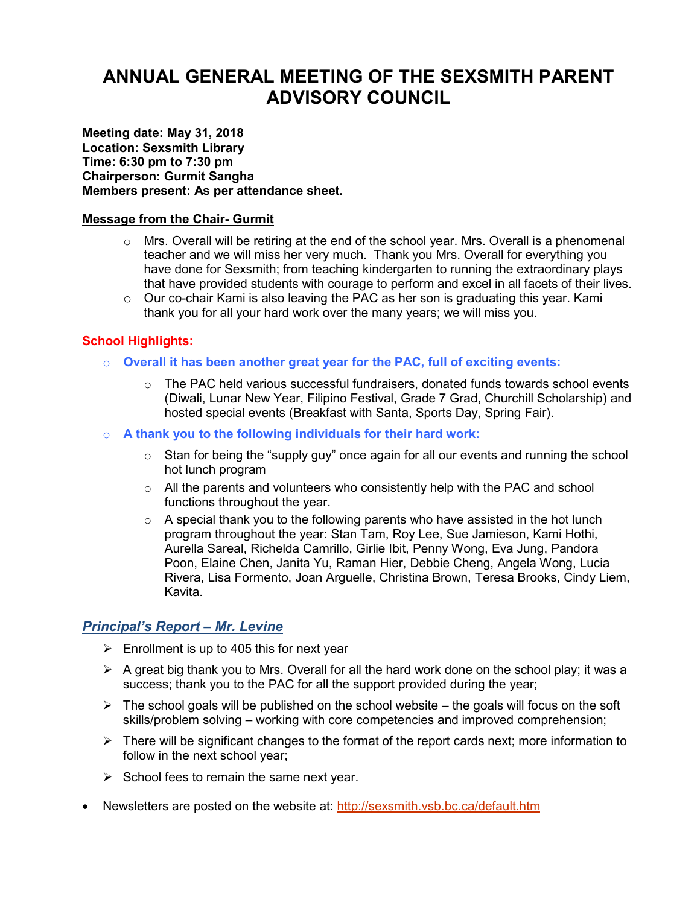# ANNUAL GENERAL MEETING OF THE SEXSMITH PARENT ADVISORY COUNCIL

**Meeting date: May 31, 2018**
**Location: Sexsmith Library**
**Time: 6:30 pm to 7:30 pm**
**Chairperson: Gurmit Sangha**
**Members present: As per attendance sheet.**

**Message from the Chair- Gurmit**

- Mrs. Overall will be retiring at the end of the school year. Mrs. Overall is a phenomenal teacher and we will miss her very much. Thank you Mrs. Overall for everything you have done for Sexsmith; from teaching kindergarten to running the extraordinary plays that have provided students with courage to perform and excel in all facets of their lives.
- Our co-chair Kami is also leaving the PAC as her son is graduating this year. Kami thank you for all your hard work over the many years; we will miss you.

**School Highlights:**

- **Overall it has been another great year for the PAC, full of exciting events:**
  - The PAC held various successful fundraisers, donated funds towards school events (Diwali, Lunar New Year, Filipino Festival, Grade 7 Grad, Churchill Scholarship) and hosted special events (Breakfast with Santa, Sports Day, Spring Fair).
- **A thank you to the following individuals for their hard work:**
  - Stan for being the "supply guy" once again for all our events and running the school hot lunch program
  - All the parents and volunteers who consistently help with the PAC and school functions throughout the year.
  - A special thank you to the following parents who have assisted in the hot lunch program throughout the year: Stan Tam, Roy Lee, Sue Jamieson, Kami Hothi, Aurella Sareal, Richelda Camrillo, Girlie Ibit, Penny Wong, Eva Jung, Pandora Poon, Elaine Chen, Janita Yu, Raman Hier, Debbie Cheng, Angela Wong, Lucia Rivera, Lisa Formento, Joan Arguelle, Christina Brown, Teresa Brooks, Cindy Liem, Kavita.

## ***Principal's Report – Mr. Levine***

- Enrollment is up to 405 this for next year
- A great big thank you to Mrs. Overall for all the hard work done on the school play; it was a success; thank you to the PAC for all the support provided during the year;
- The school goals will be published on the school website – the goals will focus on the soft skills/problem solving – working with core competencies and improved comprehension;
- There will be significant changes to the format of the report cards next; more information to follow in the next school year;
- School fees to remain the same next year.

- Newsletters are posted on the website at: http://sexsmith.vsb.bc.ca/default.htm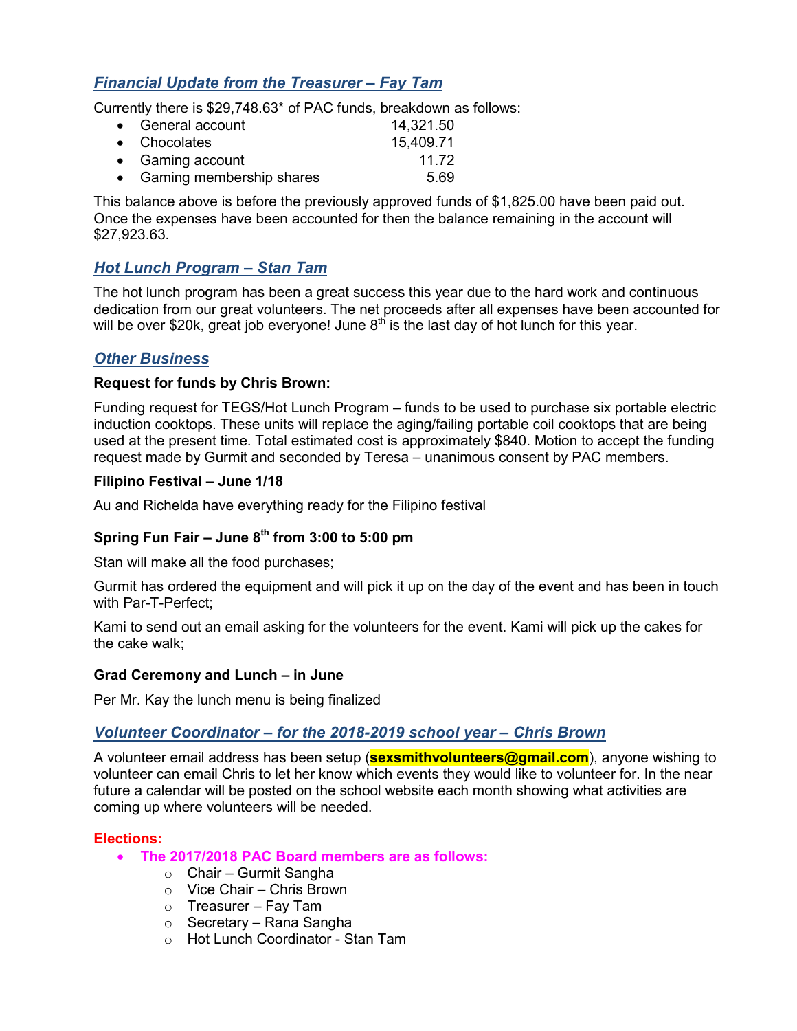## *Financial Update from the Treasurer – Fay Tam*

Currently there is $29,748.63* of PAC funds, breakdown as follows:

| | |
|---|---:|
| General account | 14,321.50 |
| Chocolates | 15,409.71 |
| Gaming account | 11.72 |
| Gaming membership shares | 5.69 |

This balance above is before the previously approved funds of $1,825.00 have been paid out. Once the expenses have been accounted for then the balance remaining in the account will $27,923.63.

## *Hot Lunch Program – Stan Tam*

The hot lunch program has been a great success this year due to the hard work and continuous dedication from our great volunteers. The net proceeds after all expenses have been accounted for will be over $20k, great job everyone! June 8th is the last day of hot lunch for this year.

## *Other Business*

**Request for funds by Chris Brown:**

Funding request for TEGS/Hot Lunch Program – funds to be used to purchase six portable electric induction cooktops. These units will replace the aging/failing portable coil cooktops that are being used at the present time. Total estimated cost is approximately $840. Motion to accept the funding request made by Gurmit and seconded by Teresa – unanimous consent by PAC members.

**Filipino Festival – June 1/18**

Au and Richelda have everything ready for the Filipino festival

**Spring Fun Fair – June 8th from 3:00 to 5:00 pm**

Stan will make all the food purchases;

Gurmit has ordered the equipment and will pick it up on the day of the event and has been in touch with Par-T-Perfect;

Kami to send out an email asking for the volunteers for the event. Kami will pick up the cakes for the cake walk;

**Grad Ceremony and Lunch – in June**

Per Mr. Kay the lunch menu is being finalized

## *Volunteer Coordinator – for the 2018-2019 school year – Chris Brown*

A volunteer email address has been setup (**sexsmithvolunteers@gmail.com**), anyone wishing to volunteer can email Chris to let her know which events they would like to volunteer for. In the near future a calendar will be posted on the school website each month showing what activities are coming up where volunteers will be needed.

**Elections:**

- **The 2017/2018 PAC Board members are as follows:**
  - Chair – Gurmit Sangha
  - Vice Chair – Chris Brown
  - Treasurer – Fay Tam
  - Secretary – Rana Sangha
  - Hot Lunch Coordinator - Stan Tam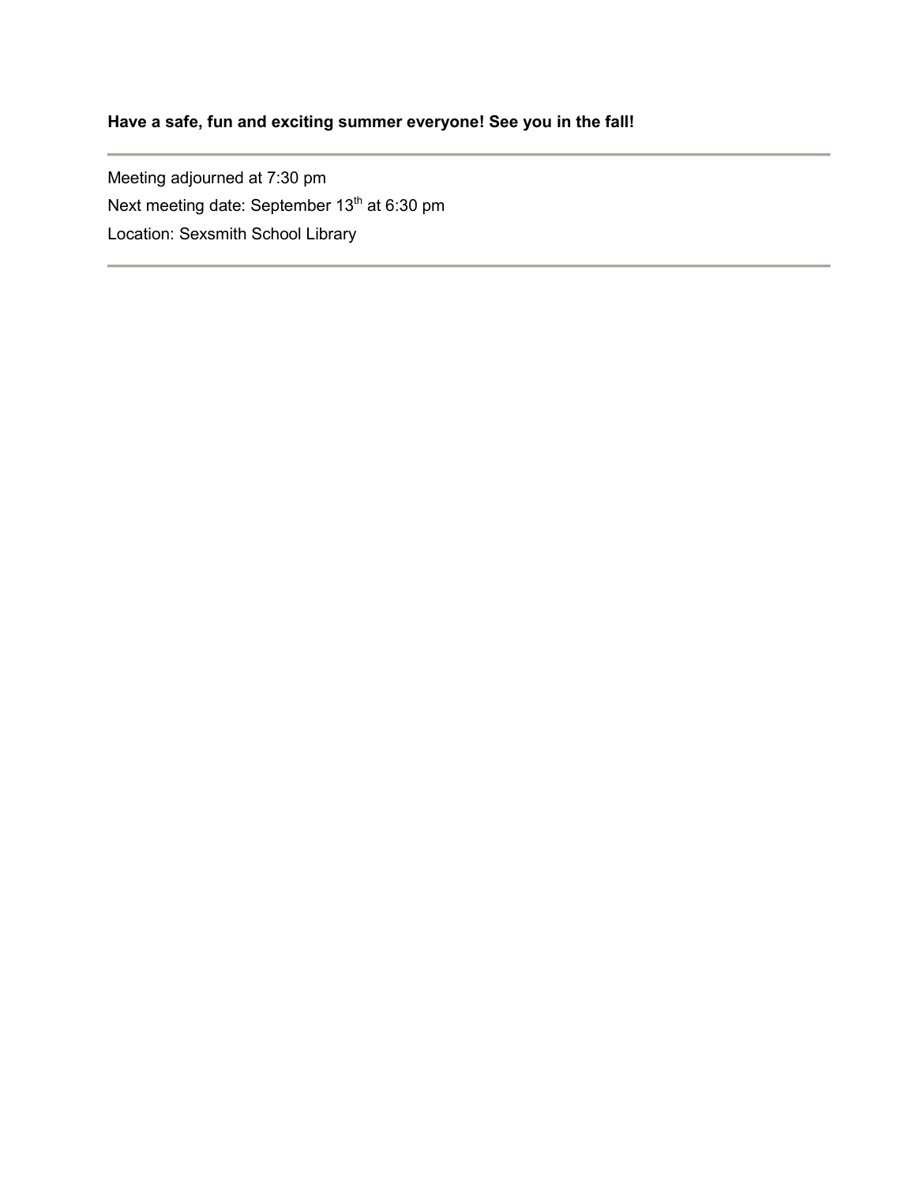**Have a safe, fun and exciting summer everyone! See you in the fall!**

---

Meeting adjourned at 7:30 pm

Next meeting date: September 13th at 6:30 pm

Location: Sexsmith School Library

---